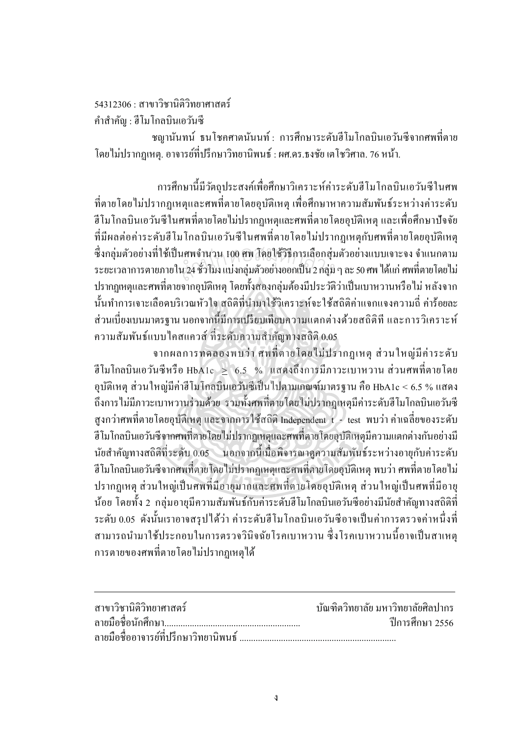54312306 : สาขาวิชานิติวิทยาศาสตร์

คำสำคัญ : ฮีโมโกลบินเอวันซี

ชญานันทน์ ธนโชคศาตนันนท์ : การศึกษาระดับฮีโมโกลบินเอวันซีจากศพที่ตายโดยไม่ปรากฏเหตุ. อาจารย์ที่ปรึกษาวิทยานิพนธ์ : ผศ.ดร.ธงชัย เตโชวิศาล. 76 หน้า.

การศึกษานี้มีวัตถุประสงค์เพื่อศึกษาวิเคราะห์ค่าระดับฮีโมโกลบินเอวันซีในศพที่ตายโดยไม่ปรากฏเหตุและศพที่ตายโดยอุบัติเหตุ เพื่อศึกษาหาความสัมพันธ์ระหว่างค่าระดับฮีโมโกลบินเอวันซีในศพที่ตายโดยไม่ปรากฏเหตุและศพที่ตายโดยอุบัติเหตุ และเพื่อศึกษาปัจจัยที่มีผลต่อค่าระดับฮีโมโกลบินเอวันซีในศพที่ตายโดยไม่ปรากฏเหตุกับศพที่ตายโดยอุบัติเหตุ ซึ่งกลุ่มตัวอย่างที่ใช้เป็นศพจำนวน 100 ศพ โดยใช้วิธีการเลือกสุ่มตัวอย่างแบบเจาะจง จำแนกตามระยะเวลาการตายภายใน 24 ชั่วโมง แบ่งกลุ่มตัวอย่างออกเป็น 2 กลุ่ม ๆ ละ 50 ศพ ได้แก่ ศพที่ตายโดยไม่ปรากฏเหตุและศพที่ตายจากอุบัติเหตุ โดยทั้งสองกลุ่มต้องมีประวัติว่าเป็นเบาหวานหรือไม่ หลังจากนั้นทำการเจาะเลือดบริเวณหัวใจ สถิติที่นำมาใช้วิเคราะห์จะใช้สถิติค่าแจกแจงความถี่ ค่าร้อยละ ส่วนเบี่ยงเบนมาตรฐาน นอกจากนี้มีการเปรียบเทียบความแตกต่างด้วยสถิติที และการวิเคราะห์ความสัมพันธ์แบบไคสแควส์ ที่ระดับความสำคัญทางสถิติ 0.05

จากผลการทดลองพบว่า ศพที่ตายโดยไม่ปรากฏเหตุ ส่วนใหญ่มีค่าระดับฮีโมโกลบินเอวันซีหรือ HbA1c $\geq$ 6.5 % แสดงถึงการมีภาวะเบาหวาน ส่วนศพที่ตายโดยอุบัติเหตุ ส่วนใหญ่มีค่าฮีโมโกลบินเอวันซีเป็นไปตามเกณฑ์มาตรฐาน คือ HbA1c < 6.5 % แสดงถึงการไม่มีภาวะเบาหวานร่วมด้วย รวมทั้งศพที่ตายโดยไม่ปรากฏเหตุมีค่าระดับฮีโมโกลบินเอวันซีสูงกว่าศพที่ตายโดยอุบัติเหตุ และจากการใช้สถิติ Independent t - test พบว่า ค่าเฉลี่ยของระดับฮีโมโกลบินเอวันซีจากศพที่ตายโดยไม่ปรากฏเหตุและศพที่ตายโดยอุบัติเหตุมีความแตกต่างกันอย่างมีนัยสำคัญทางสถิติที่ระดับ 0.05 นอกจากนี้เมื่อพิจารณาดูความสัมพันธ์ระหว่างอายุกับค่าระดับฮีโมโกลบินเอวันซีจากศพที่ตายโดยไม่ปรากฏเหตุและศพที่ตายโดยอุบัติเหตุ พบว่า ศพที่ตายโดยไม่ปรากฏเหตุ ส่วนใหญ่เป็นศพที่มีอายุมากและศพที่ตายโดยอุบัติเหตุ ส่วนใหญ่เป็นศพที่มีอายุน้อย โดยทั้ง 2 กลุ่มอายุมีความสัมพันธ์กับค่าระดับฮีโมโกลบินเอวันซีอย่างมีนัยสำคัญทางสถิติที่ระดับ 0.05 ดังนั้นเราอาจสรุปได้ว่า ค่าระดับฮีโมโกลบินเอวันซีอาจเป็นค่าการตรวจค่าหนึ่งที่สามารถนำมาใช้ประกอบในการตรวจวินิจฉัยโรคเบาหวาน ซึ่งโรคเบาหวานนี้อาจเป็นสาเหตุการตายของศพที่ตายโดยไม่ปรากฏเหตุได้

---

สาขาวิชานิติวิทยาศาสตร์ บัณฑิตวิทยาลัย มหาวิทยาลัยศิลปากร

ลายมือชื่อนักศึกษา........................................................ ปีการศึกษา 2556

ลายมือชื่ออาจารย์ที่ปรึกษาวิทยานิพนธ์ ...................................................................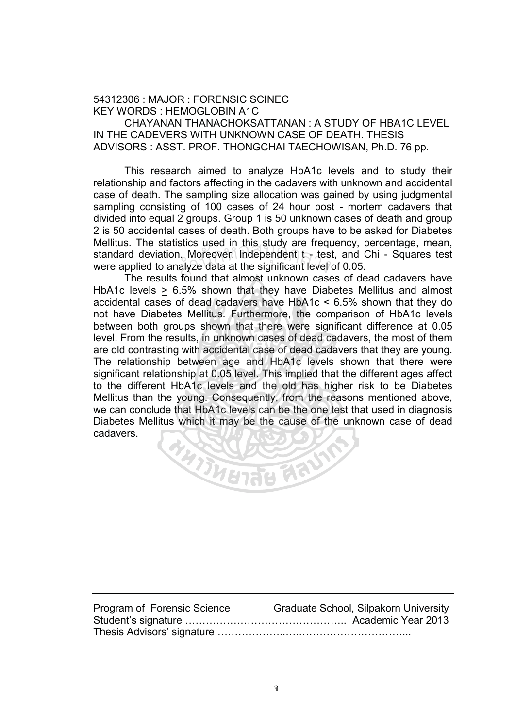54312306 : MAJOR : FORENSIC SCINEC
KEY WORDS : HEMOGLOBIN A1C

CHAYANAN THANACHOKSATTANAN : A STUDY OF HBA1C LEVEL IN THE CADEVERS WITH UNKNOWN CASE OF DEATH. THESIS ADVISORS : ASST. PROF. THONGCHAI TAECHOWISAN, Ph.D. 76 pp.

This research aimed to analyze HbA1c levels and to study their relationship and factors affecting in the cadavers with unknown and accidental case of death. The sampling size allocation was gained by using judgmental sampling consisting of 100 cases of 24 hour post - mortem cadavers that divided into equal 2 groups. Group 1 is 50 unknown cases of death and group 2 is 50 accidental cases of death. Both groups have to be asked for Diabetes Mellitus. The statistics used in this study are frequency, percentage, mean, standard deviation. Moreover, Independent t - test, and Chi - Squares test were applied to analyze data at the significant level of 0.05.

The results found that almost unknown cases of dead cadavers have HbA1c levels $\geq$ 6.5% shown that they have Diabetes Mellitus and almost accidental cases of dead cadavers have HbA1c < 6.5% shown that they do not have Diabetes Mellitus. Furthermore, the comparison of HbA1c levels between both groups shown that there were significant difference at 0.05 level. From the results, in unknown cases of dead cadavers, the most of them are old contrasting with accidental case of dead cadavers that they are young. The relationship between age and HbA1c levels shown that there were significant relationship at 0.05 level. This implied that the different ages affect to the different HbA1c levels and the old has higher risk to be Diabetes Mellitus than the young. Consequently, from the reasons mentioned above, we can conclude that HbA1c levels can be the one test that used in diagnosis Diabetes Mellitus which it may be the cause of the unknown case of dead cadavers.

---

Program of Forensic Science Graduate School, Silpakorn University
Student's signature ……………………………………….. Academic Year 2013
Thesis Advisors' signature ………………..…………………………...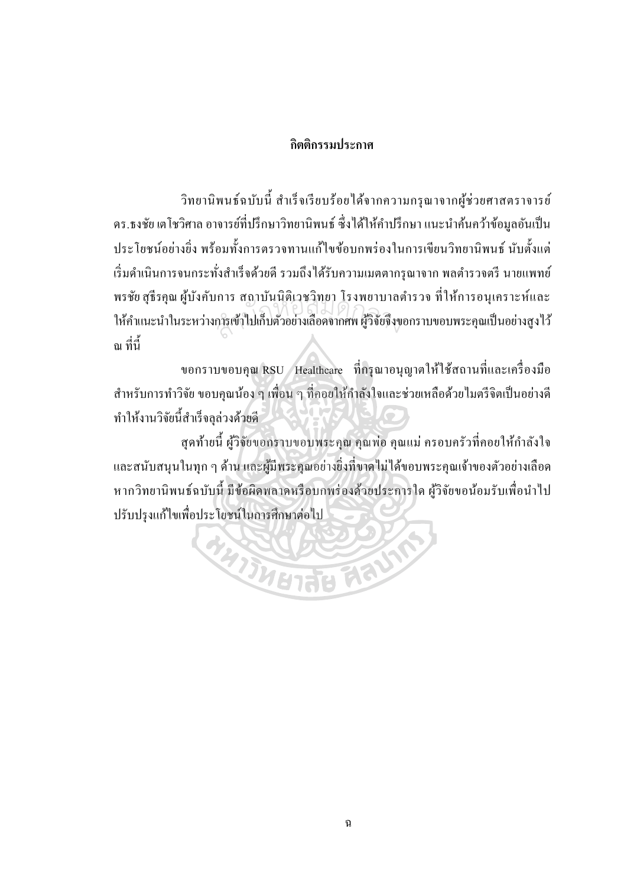# กิตติกรรมประกาศ

วิทยานิพนธ์ฉบับนี้ สำเร็จเรียบร้อยได้จากความกรุณาจากผู้ช่วยศาสตราจารย์ ดร.ธงชัย เตโชวิศาล อาจารย์ที่ปรึกษาวิทยานิพนธ์ ซึ่งได้ให้คำปรึกษา แนะนำค้นคว้าข้อมูลอันเป็นประโยชน์อย่างยิ่ง พร้อมทั้งการตรวจทานแก้ไขข้อบกพร่องในการเขียนวิทยานิพนธ์ นับตั้งแต่เริ่มดำเนินการจนกระทั่งสำเร็จด้วยดี รวมถึงได้รับความเมตตากรุณาจาก พลตำรวจตรี นายแพทย์พรชัย สุธีรคุณ ผู้บังคับการ สถาบันนิติเวชวิทยา โรงพยาบาลตำรวจ ที่ให้การอนุเคราะห์และให้คำแนะนำในระหว่างการเข้าไปเก็บตัวอย่างเลือดจากศพ ผู้วิจัยจึงขอกราบขอบพระคุณเป็นอย่างสูงไว้ ณ ที่นี้

ขอกราบขอบคุณ RSU Healthcare ที่กรุณาอนุญาตให้ใช้สถานที่และเครื่องมือสำหรับการทำวิจัย ขอบคุณน้อง ๆ เพื่อน ๆ ที่คอยให้กำลังใจและช่วยเหลือด้วยไมตรีจิตเป็นอย่างดี ทำให้งานวิจัยนี้สำเร็จลุล่วงด้วยดี

สุดท้ายนี้ ผู้วิจัยขอกราบขอบพระคุณ คุณพ่อ คุณแม่ ครอบครัวที่คอยให้กำลังใจและสนับสนุนในทุก ๆ ด้าน และผู้มีพระคุณอย่างยิ่งที่ขาดไม่ได้ขอบพระคุณเจ้าของตัวอย่างเลือด หากวิทยานิพนธ์ฉบับนี้ มีข้อผิดพลาดหรือบกพร่องด้วยประการใด ผู้วิจัยขอน้อมรับเพื่อนำไปปรับปรุงแก้ไขเพื่อประโยชน์ในการศึกษาต่อไป